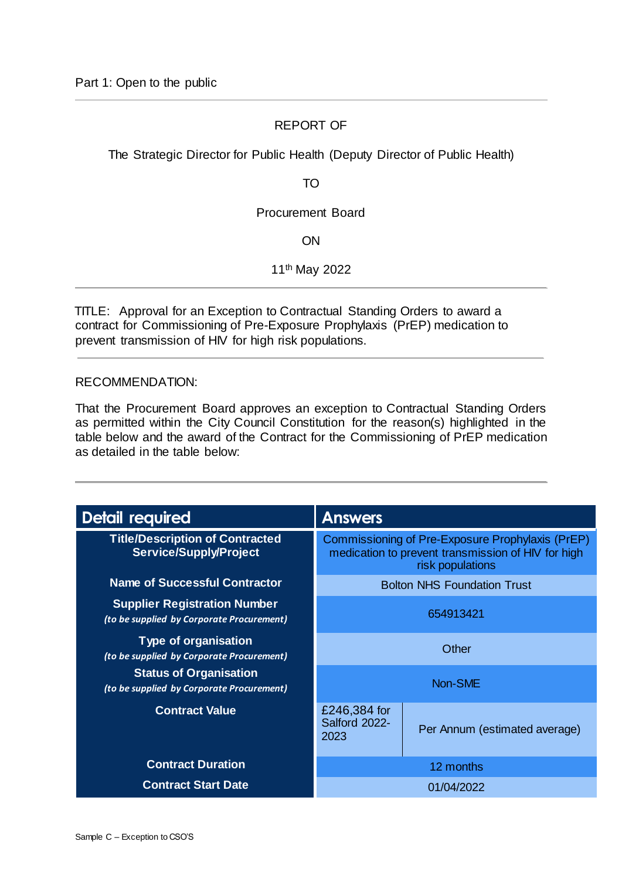Part 1: Open to the public

REPORT OF

The Strategic Director for Public Health (Deputy Director of Public Health)

TO

Procurement Board

ON

11th May 2022

TITLE: Approval for an Exception to Contractual Standing Orders to award a contract for Commissioning of Pre-Exposure Prophylaxis (PrEP) medication to prevent transmission of HIV for high risk populations.

RECOMMENDATION:

That the Procurement Board approves an exception to Contractual Standing Orders as permitted within the City Council Constitution for the reason(s) highlighted in the table below and the award of the Contract for the Commissioning of PrEP medication as detailed in the table below:

| Detail required | Answers | |
|---|---|---|
| **Title/Description of Contracted Service/Supply/Project** | Commissioning of Pre-Exposure Prophylaxis (PrEP) medication to prevent transmission of HIV for high risk populations | |
| **Name of Successful Contractor** | Bolton NHS Foundation Trust | |
| **Supplier Registration Number** *(to be supplied by Corporate Procurement)* | 654913421 | |
| **Type of organisation** *(to be supplied by Corporate Procurement)* | Other | |
| **Status of Organisation** *(to be supplied by Corporate Procurement)* | Non-SME | |
| **Contract Value** | £246,384 for Salford 2022-2023 | Per Annum (estimated average) |
| **Contract Duration** | 12 months | |
| **Contract Start Date** | 01/04/2022 | |

Sample C – Exception to CSO'S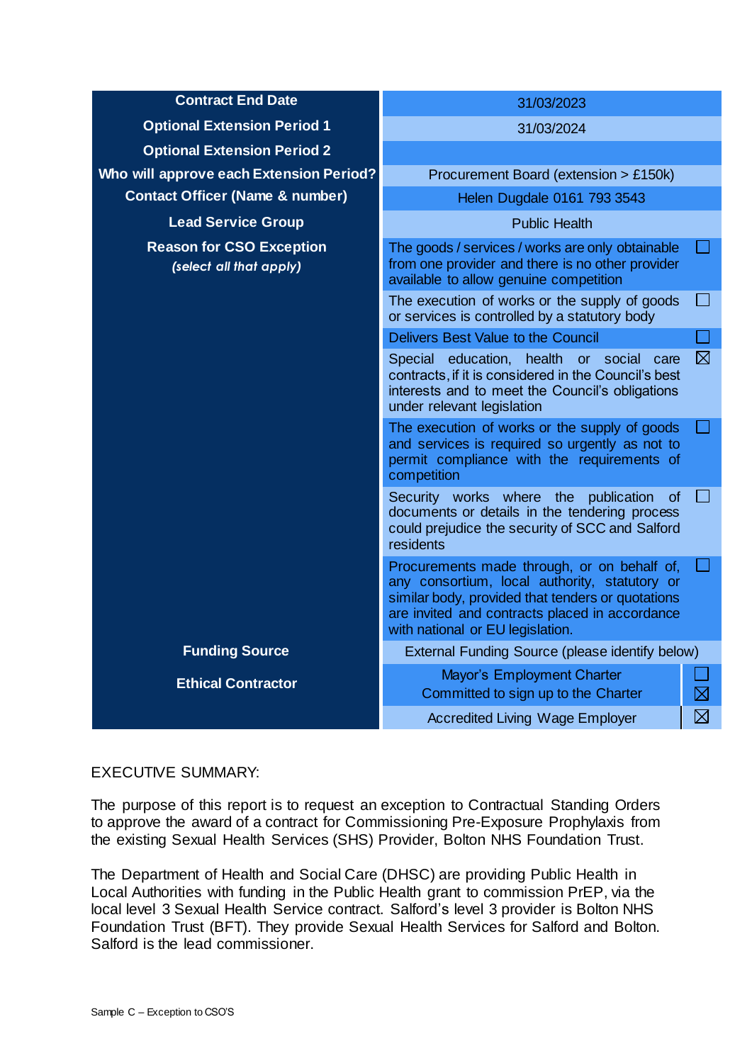| | |
|---|---|
| **Contract End Date** | 31/03/2023 |
| **Optional Extension Period 1** | 31/03/2024 |
| **Optional Extension Period 2** | |
| **Who will approve each Extension Period?** | Procurement Board (extension > £150k) |
| **Contact Officer (Name & number)** | Helen Dugdale 0161 793 3543 |
| **Lead Service Group** | Public Health |
| **Reason for CSO Exception** *(select all that apply)* | The goods / services / works are only obtainable from one provider and there is no other provider available to allow genuine competition ☐ |
| | The execution of works or the supply of goods or services is controlled by a statutory body ☐ |
| | Delivers Best Value to the Council ☐ |
| | Special education, health or social care contracts, if it is considered in the Council's best interests and to meet the Council's obligations under relevant legislation ☒ |
| | The execution of works or the supply of goods and services is required so urgently as not to permit compliance with the requirements of competition ☐ |
| | Security works where the publication of documents or details in the tendering process could prejudice the security of SCC and Salford residents ☐ |
| | Procurements made through, or on behalf of, any consortium, local authority, statutory or similar body, provided that tenders or quotations are invited and contracts placed in accordance with national or EU legislation. ☐ |
| **Funding Source** | External Funding Source (please identify below) |
| **Ethical Contractor** | Mayor's Employment Charter ☐ |
| | Committed to sign up to the Charter ☒ |
| | Accredited Living Wage Employer ☒ |

EXECUTIVE SUMMARY:

The purpose of this report is to request an exception to Contractual Standing Orders to approve the award of a contract for Commissioning Pre-Exposure Prophylaxis from the existing Sexual Health Services (SHS) Provider, Bolton NHS Foundation Trust.

The Department of Health and Social Care (DHSC) are providing Public Health in Local Authorities with funding in the Public Health grant to commission PrEP, via the local level 3 Sexual Health Service contract. Salford's level 3 provider is Bolton NHS Foundation Trust (BFT). They provide Sexual Health Services for Salford and Bolton. Salford is the lead commissioner.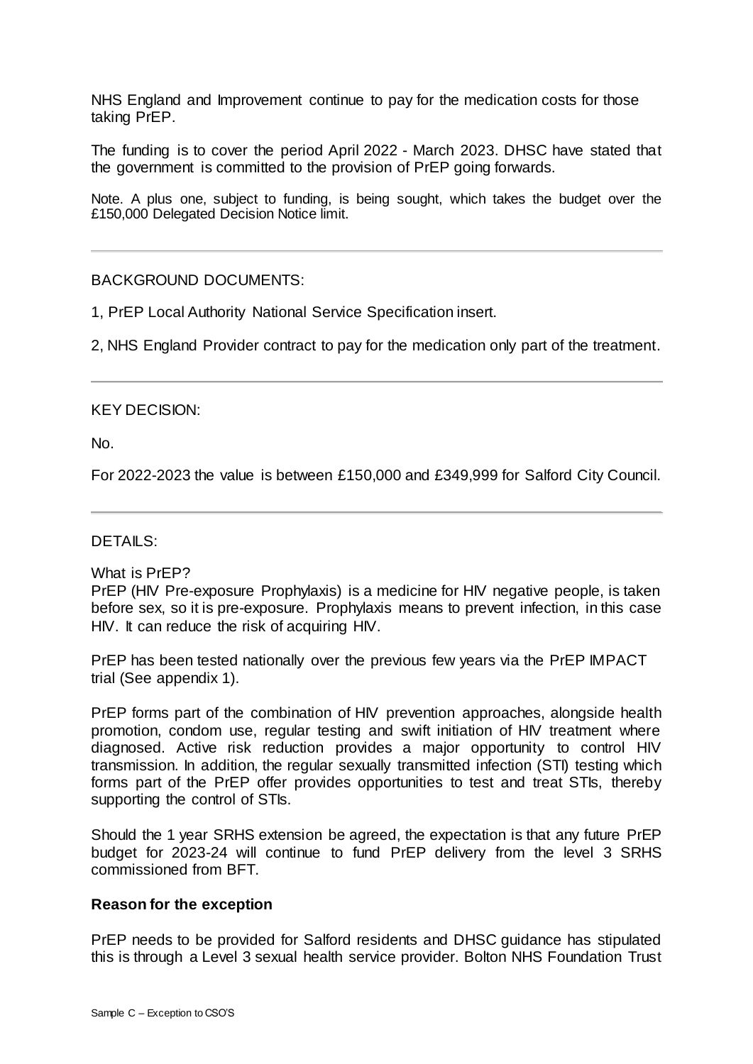NHS England and Improvement continue to pay for the medication costs for those taking PrEP.

The funding is to cover the period April 2022 - March 2023. DHSC have stated that the government is committed to the provision of PrEP going forwards.

Note. A plus one, subject to funding, is being sought, which takes the budget over the £150,000 Delegated Decision Notice limit.

---

BACKGROUND DOCUMENTS:

1, PrEP Local Authority National Service Specification insert.

2, NHS England Provider contract to pay for the medication only part of the treatment.

---

KEY DECISION:

No.

For 2022-2023 the value is between £150,000 and £349,999 for Salford City Council.

---

DETAILS:

What is PrEP?
PrEP (HIV Pre-exposure Prophylaxis) is a medicine for HIV negative people, is taken before sex, so it is pre-exposure. Prophylaxis means to prevent infection, in this case HIV. It can reduce the risk of acquiring HIV.

PrEP has been tested nationally over the previous few years via the PrEP IMPACT trial (See appendix 1).

PrEP forms part of the combination of HIV prevention approaches, alongside health promotion, condom use, regular testing and swift initiation of HIV treatment where diagnosed. Active risk reduction provides a major opportunity to control HIV transmission. In addition, the regular sexually transmitted infection (STI) testing which forms part of the PrEP offer provides opportunities to test and treat STIs, thereby supporting the control of STIs.

Should the 1 year SRHS extension be agreed, the expectation is that any future PrEP budget for 2023-24 will continue to fund PrEP delivery from the level 3 SRHS commissioned from BFT.

**Reason for the exception**

PrEP needs to be provided for Salford residents and DHSC guidance has stipulated this is through a Level 3 sexual health service provider. Bolton NHS Foundation Trust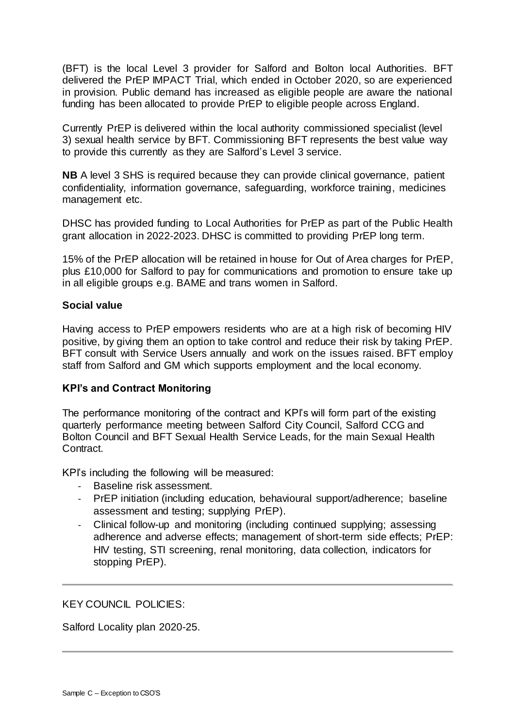(BFT) is the local Level 3 provider for Salford and Bolton local Authorities. BFT delivered the PrEP IMPACT Trial, which ended in October 2020, so are experienced in provision. Public demand has increased as eligible people are aware the national funding has been allocated to provide PrEP to eligible people across England.

Currently PrEP is delivered within the local authority commissioned specialist (level 3) sexual health service by BFT. Commissioning BFT represents the best value way to provide this currently as they are Salford's Level 3 service.

**NB** A level 3 SHS is required because they can provide clinical governance, patient confidentiality, information governance, safeguarding, workforce training, medicines management etc.

DHSC has provided funding to Local Authorities for PrEP as part of the Public Health grant allocation in 2022-2023. DHSC is committed to providing PrEP long term.

15% of the PrEP allocation will be retained in house for Out of Area charges for PrEP, plus £10,000 for Salford to pay for communications and promotion to ensure take up in all eligible groups e.g. BAME and trans women in Salford.

**Social value**

Having access to PrEP empowers residents who are at a high risk of becoming HIV positive, by giving them an option to take control and reduce their risk by taking PrEP. BFT consult with Service Users annually and work on the issues raised. BFT employ staff from Salford and GM which supports employment and the local economy.

**KPI's and Contract Monitoring**

The performance monitoring of the contract and KPI's will form part of the existing quarterly performance meeting between Salford City Council, Salford CCG and Bolton Council and BFT Sexual Health Service Leads, for the main Sexual Health Contract.

KPI's including the following will be measured:

- Baseline risk assessment.
- PrEP initiation (including education, behavioural support/adherence; baseline assessment and testing; supplying PrEP).
- Clinical follow-up and monitoring (including continued supplying; assessing adherence and adverse effects; management of short-term side effects; PrEP: HIV testing, STI screening, renal monitoring, data collection, indicators for stopping PrEP).

---

KEY COUNCIL POLICIES:

Salford Locality plan 2020-25.

---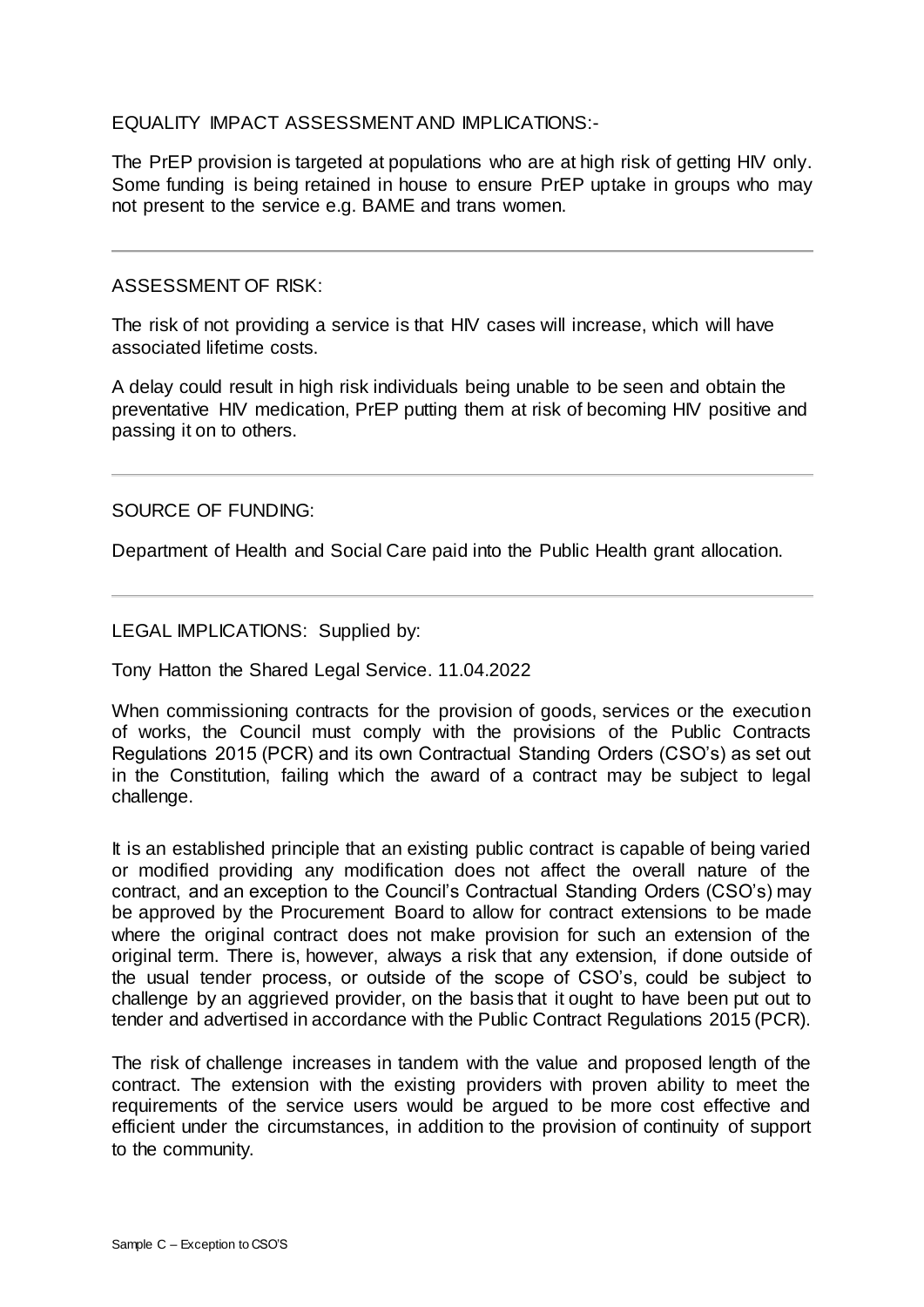EQUALITY IMPACT ASSESSMENT AND IMPLICATIONS:-

The PrEP provision is targeted at populations who are at high risk of getting HIV only. Some funding is being retained in house to ensure PrEP uptake in groups who may not present to the service e.g. BAME and trans women.

---

ASSESSMENT OF RISK:

The risk of not providing a service is that HIV cases will increase, which will have associated lifetime costs.

A delay could result in high risk individuals being unable to be seen and obtain the preventative HIV medication, PrEP putting them at risk of becoming HIV positive and passing it on to others.

---

SOURCE OF FUNDING:

Department of Health and Social Care paid into the Public Health grant allocation.

---

LEGAL IMPLICATIONS: Supplied by:

Tony Hatton the Shared Legal Service. 11.04.2022

When commissioning contracts for the provision of goods, services or the execution of works, the Council must comply with the provisions of the Public Contracts Regulations 2015 (PCR) and its own Contractual Standing Orders (CSO's) as set out in the Constitution, failing which the award of a contract may be subject to legal challenge.

It is an established principle that an existing public contract is capable of being varied or modified providing any modification does not affect the overall nature of the contract, and an exception to the Council's Contractual Standing Orders (CSO's) may be approved by the Procurement Board to allow for contract extensions to be made where the original contract does not make provision for such an extension of the original term. There is, however, always a risk that any extension, if done outside of the usual tender process, or outside of the scope of CSO's, could be subject to challenge by an aggrieved provider, on the basis that it ought to have been put out to tender and advertised in accordance with the Public Contract Regulations 2015 (PCR).

The risk of challenge increases in tandem with the value and proposed length of the contract. The extension with the existing providers with proven ability to meet the requirements of the service users would be argued to be more cost effective and efficient under the circumstances, in addition to the provision of continuity of support to the community.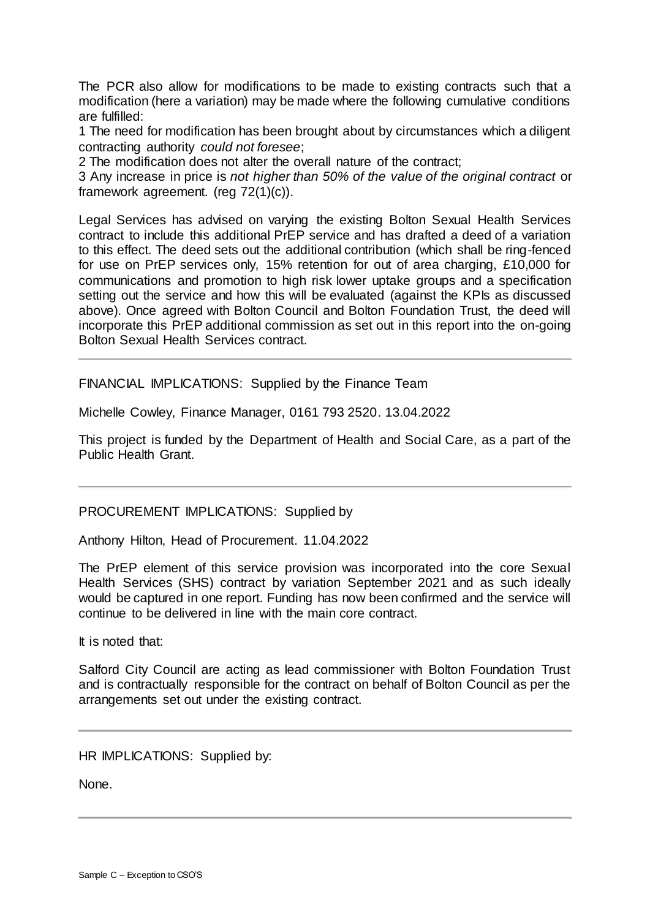The PCR also allow for modifications to be made to existing contracts such that a modification (here a variation) may be made where the following cumulative conditions are fulfilled:

1 The need for modification has been brought about by circumstances which a diligent contracting authority *could not foresee*;

2 The modification does not alter the overall nature of the contract;

3 Any increase in price is *not higher than 50% of the value of the original contract* or framework agreement. (reg 72(1)(c)).

Legal Services has advised on varying the existing Bolton Sexual Health Services contract to include this additional PrEP service and has drafted a deed of a variation to this effect. The deed sets out the additional contribution (which shall be ring-fenced for use on PrEP services only, 15% retention for out of area charging, £10,000 for communications and promotion to high risk lower uptake groups and a specification setting out the service and how this will be evaluated (against the KPIs as discussed above). Once agreed with Bolton Council and Bolton Foundation Trust, the deed will incorporate this PrEP additional commission as set out in this report into the on-going Bolton Sexual Health Services contract.

---

FINANCIAL IMPLICATIONS: Supplied by the Finance Team

Michelle Cowley, Finance Manager, 0161 793 2520. 13.04.2022

This project is funded by the Department of Health and Social Care, as a part of the Public Health Grant.

---

PROCUREMENT IMPLICATIONS: Supplied by

Anthony Hilton, Head of Procurement. 11.04.2022

The PrEP element of this service provision was incorporated into the core Sexual Health Services (SHS) contract by variation September 2021 and as such ideally would be captured in one report. Funding has now been confirmed and the service will continue to be delivered in line with the main core contract.

It is noted that:

Salford City Council are acting as lead commissioner with Bolton Foundation Trust and is contractually responsible for the contract on behalf of Bolton Council as per the arrangements set out under the existing contract.

---

HR IMPLICATIONS: Supplied by:

None.

---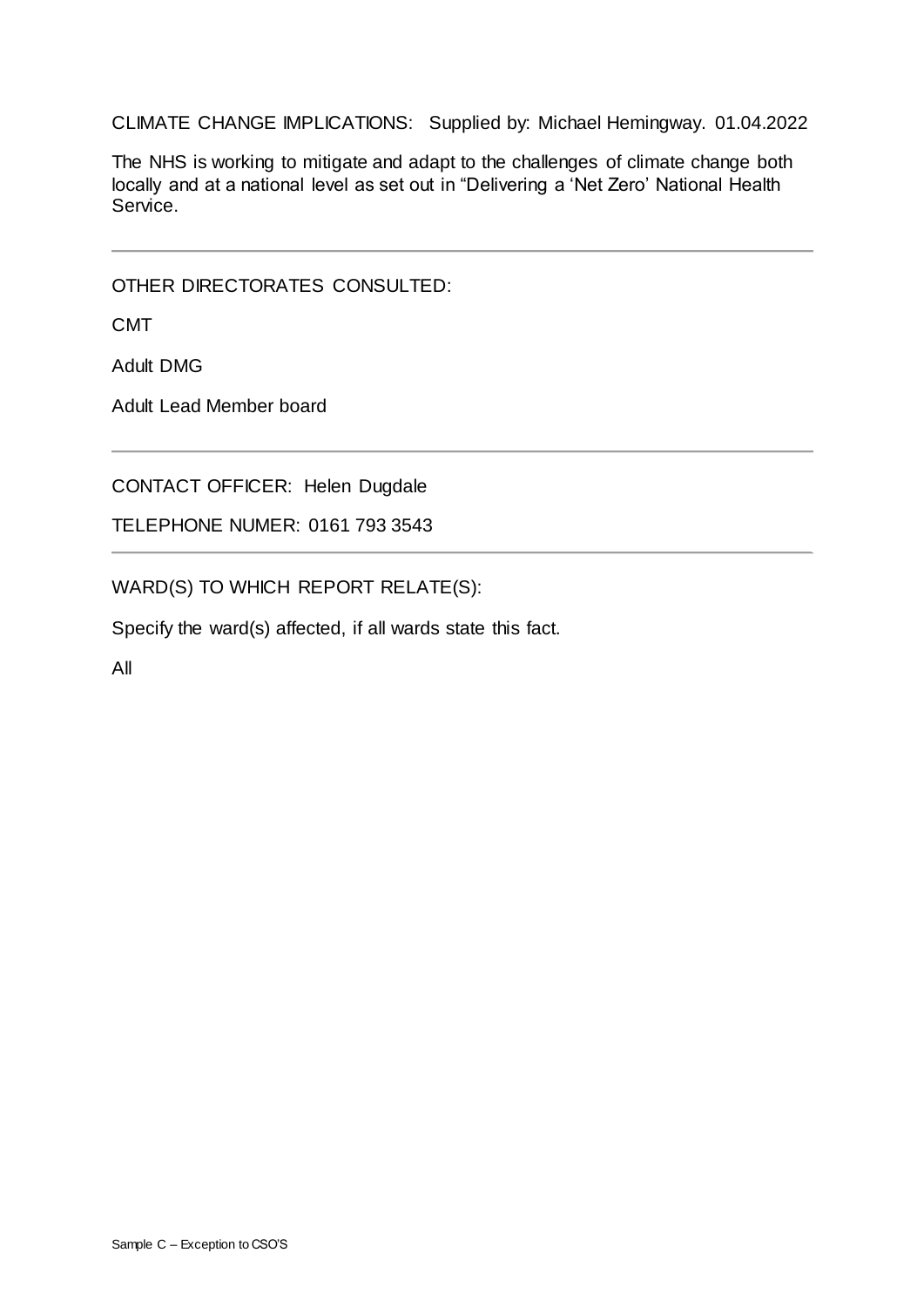CLIMATE CHANGE IMPLICATIONS: Supplied by: Michael Hemingway. 01.04.2022

The NHS is working to mitigate and adapt to the challenges of climate change both locally and at a national level as set out in "Delivering a 'Net Zero' National Health Service.

---

OTHER DIRECTORATES CONSULTED:

CMT

Adult DMG

Adult Lead Member board

---

CONTACT OFFICER: Helen Dugdale

TELEPHONE NUMER: 0161 793 3543

---

WARD(S) TO WHICH REPORT RELATE(S):

Specify the ward(s) affected, if all wards state this fact.

All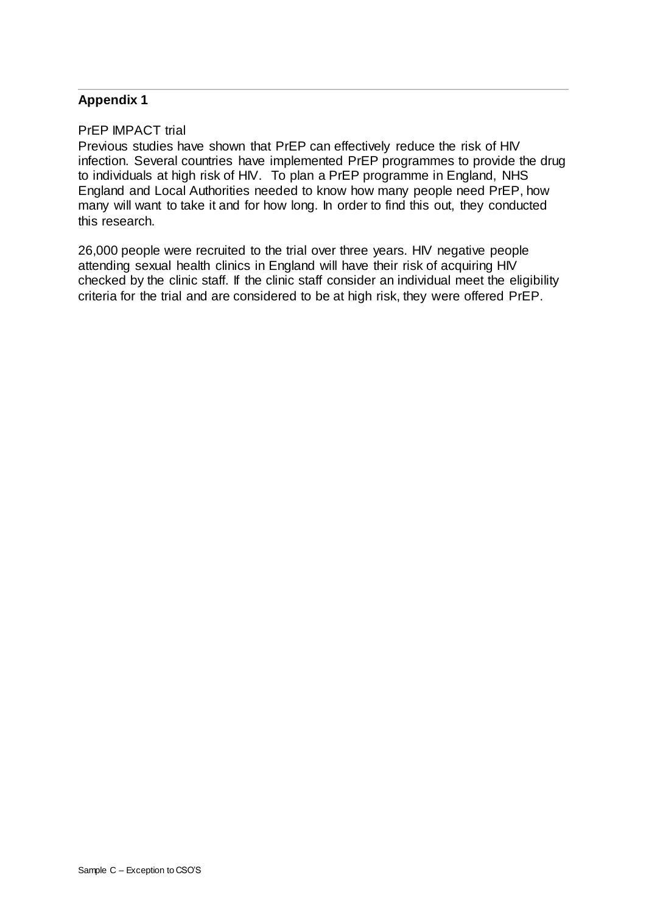## Appendix 1

PrEP IMPACT trial
Previous studies have shown that PrEP can effectively reduce the risk of HIV infection. Several countries have implemented PrEP programmes to provide the drug to individuals at high risk of HIV. To plan a PrEP programme in England, NHS England and Local Authorities needed to know how many people need PrEP, how many will want to take it and for how long. In order to find this out, they conducted this research.

26,000 people were recruited to the trial over three years. HIV negative people attending sexual health clinics in England will have their risk of acquiring HIV checked by the clinic staff. If the clinic staff consider an individual meet the eligibility criteria for the trial and are considered to be at high risk, they were offered PrEP.